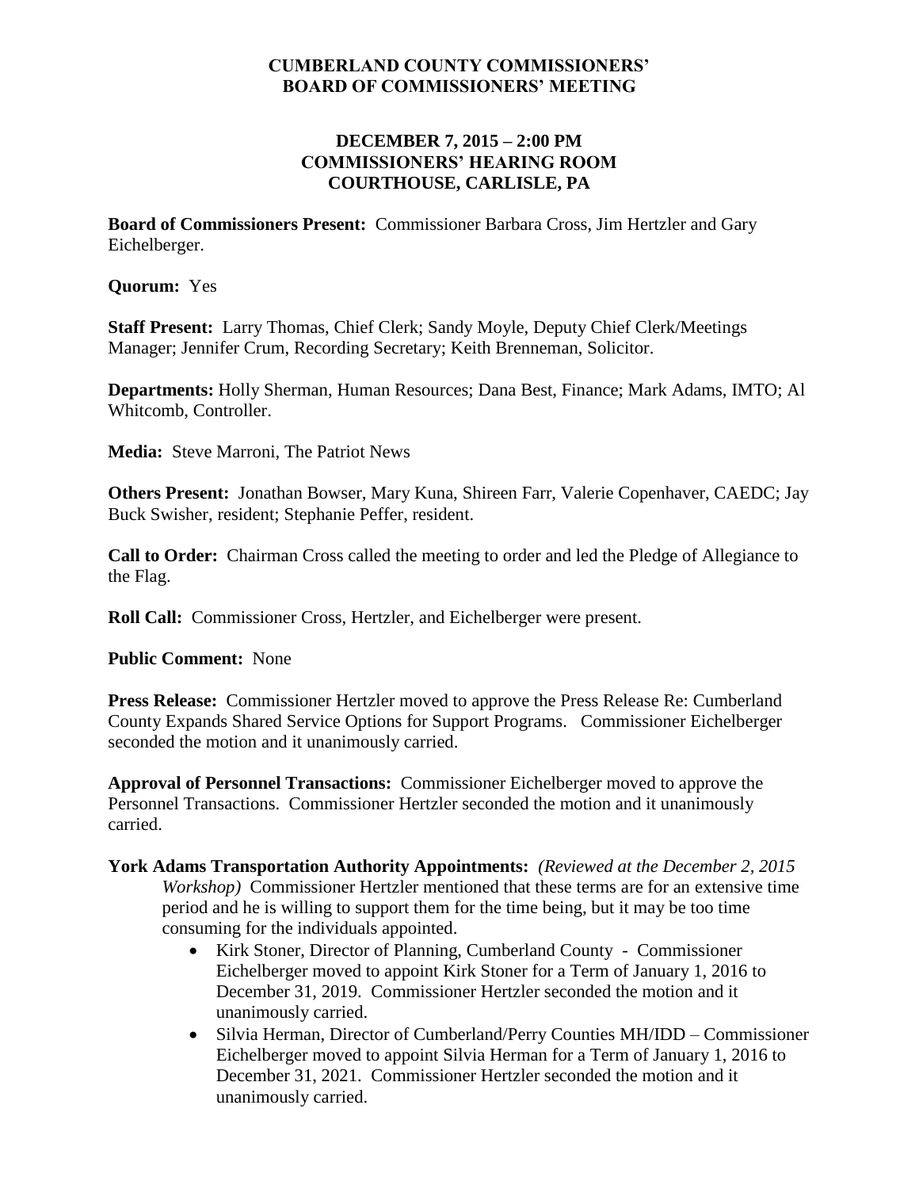# CUMBERLAND COUNTY COMMISSIONERS' BOARD OF COMMISSIONERS' MEETING

## DECEMBER 7, 2015 – 2:00 PM
## COMMISSIONERS' HEARING ROOM
## COURTHOUSE, CARLISLE, PA

**Board of Commissioners Present:** Commissioner Barbara Cross, Jim Hertzler and Gary Eichelberger.

**Quorum:** Yes

**Staff Present:** Larry Thomas, Chief Clerk; Sandy Moyle, Deputy Chief Clerk/Meetings Manager; Jennifer Crum, Recording Secretary; Keith Brenneman, Solicitor.

**Departments:** Holly Sherman, Human Resources; Dana Best, Finance; Mark Adams, IMTO; Al Whitcomb, Controller.

**Media:** Steve Marroni, The Patriot News

**Others Present:** Jonathan Bowser, Mary Kuna, Shireen Farr, Valerie Copenhaver, CAEDC; Jay Buck Swisher, resident; Stephanie Peffer, resident.

**Call to Order:** Chairman Cross called the meeting to order and led the Pledge of Allegiance to the Flag.

**Roll Call:** Commissioner Cross, Hertzler, and Eichelberger were present.

**Public Comment:** None

**Press Release:** Commissioner Hertzler moved to approve the Press Release Re: Cumberland County Expands Shared Service Options for Support Programs. Commissioner Eichelberger seconded the motion and it unanimously carried.

**Approval of Personnel Transactions:** Commissioner Eichelberger moved to approve the Personnel Transactions. Commissioner Hertzler seconded the motion and it unanimously carried.

**York Adams Transportation Authority Appointments:** *(Reviewed at the December 2, 2015 Workshop)* Commissioner Hertzler mentioned that these terms are for an extensive time period and he is willing to support them for the time being, but it may be too time consuming for the individuals appointed.

- Kirk Stoner, Director of Planning, Cumberland County - Commissioner Eichelberger moved to appoint Kirk Stoner for a Term of January 1, 2016 to December 31, 2019. Commissioner Hertzler seconded the motion and it unanimously carried.
- Silvia Herman, Director of Cumberland/Perry Counties MH/IDD – Commissioner Eichelberger moved to appoint Silvia Herman for a Term of January 1, 2016 to December 31, 2021. Commissioner Hertzler seconded the motion and it unanimously carried.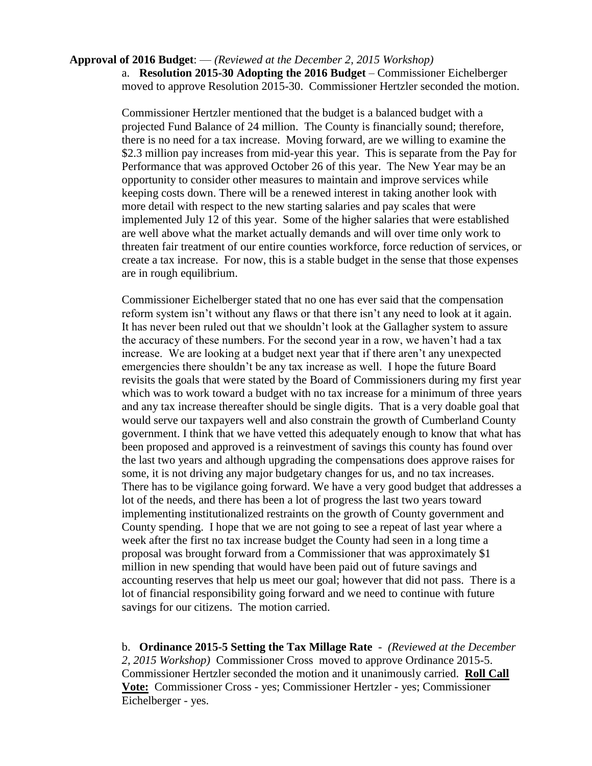**Approval of 2016 Budget**: — *(Reviewed at the December 2, 2015 Workshop)*

a. **Resolution 2015-30 Adopting the 2016 Budget** – Commissioner Eichelberger moved to approve Resolution 2015-30. Commissioner Hertzler seconded the motion.

Commissioner Hertzler mentioned that the budget is a balanced budget with a projected Fund Balance of 24 million. The County is financially sound; therefore, there is no need for a tax increase. Moving forward, are we willing to examine the $2.3 million pay increases from mid-year this year. This is separate from the Pay for Performance that was approved October 26 of this year. The New Year may be an opportunity to consider other measures to maintain and improve services while keeping costs down. There will be a renewed interest in taking another look with more detail with respect to the new starting salaries and pay scales that were implemented July 12 of this year. Some of the higher salaries that were established are well above what the market actually demands and will over time only work to threaten fair treatment of our entire counties workforce, force reduction of services, or create a tax increase. For now, this is a stable budget in the sense that those expenses are in rough equilibrium.

Commissioner Eichelberger stated that no one has ever said that the compensation reform system isn't without any flaws or that there isn't any need to look at it again. It has never been ruled out that we shouldn't look at the Gallagher system to assure the accuracy of these numbers. For the second year in a row, we haven't had a tax increase. We are looking at a budget next year that if there aren't any unexpected emergencies there shouldn't be any tax increase as well. I hope the future Board revisits the goals that were stated by the Board of Commissioners during my first year which was to work toward a budget with no tax increase for a minimum of three years and any tax increase thereafter should be single digits. That is a very doable goal that would serve our taxpayers well and also constrain the growth of Cumberland County government. I think that we have vetted this adequately enough to know that what has been proposed and approved is a reinvestment of savings this county has found over the last two years and although upgrading the compensations does approve raises for some, it is not driving any major budgetary changes for us, and no tax increases. There has to be vigilance going forward. We have a very good budget that addresses a lot of the needs, and there has been a lot of progress the last two years toward implementing institutionalized restraints on the growth of County government and County spending. I hope that we are not going to see a repeat of last year where a week after the first no tax increase budget the County had seen in a long time a proposal was brought forward from a Commissioner that was approximately $1 million in new spending that would have been paid out of future savings and accounting reserves that help us meet our goal; however that did not pass. There is a lot of financial responsibility going forward and we need to continue with future savings for our citizens. The motion carried.

b. **Ordinance 2015-5 Setting the Tax Millage Rate** - *(Reviewed at the December 2, 2015 Workshop)* Commissioner Cross moved to approve Ordinance 2015-5. Commissioner Hertzler seconded the motion and it unanimously carried. **Roll Call Vote:** Commissioner Cross - yes; Commissioner Hertzler - yes; Commissioner Eichelberger - yes.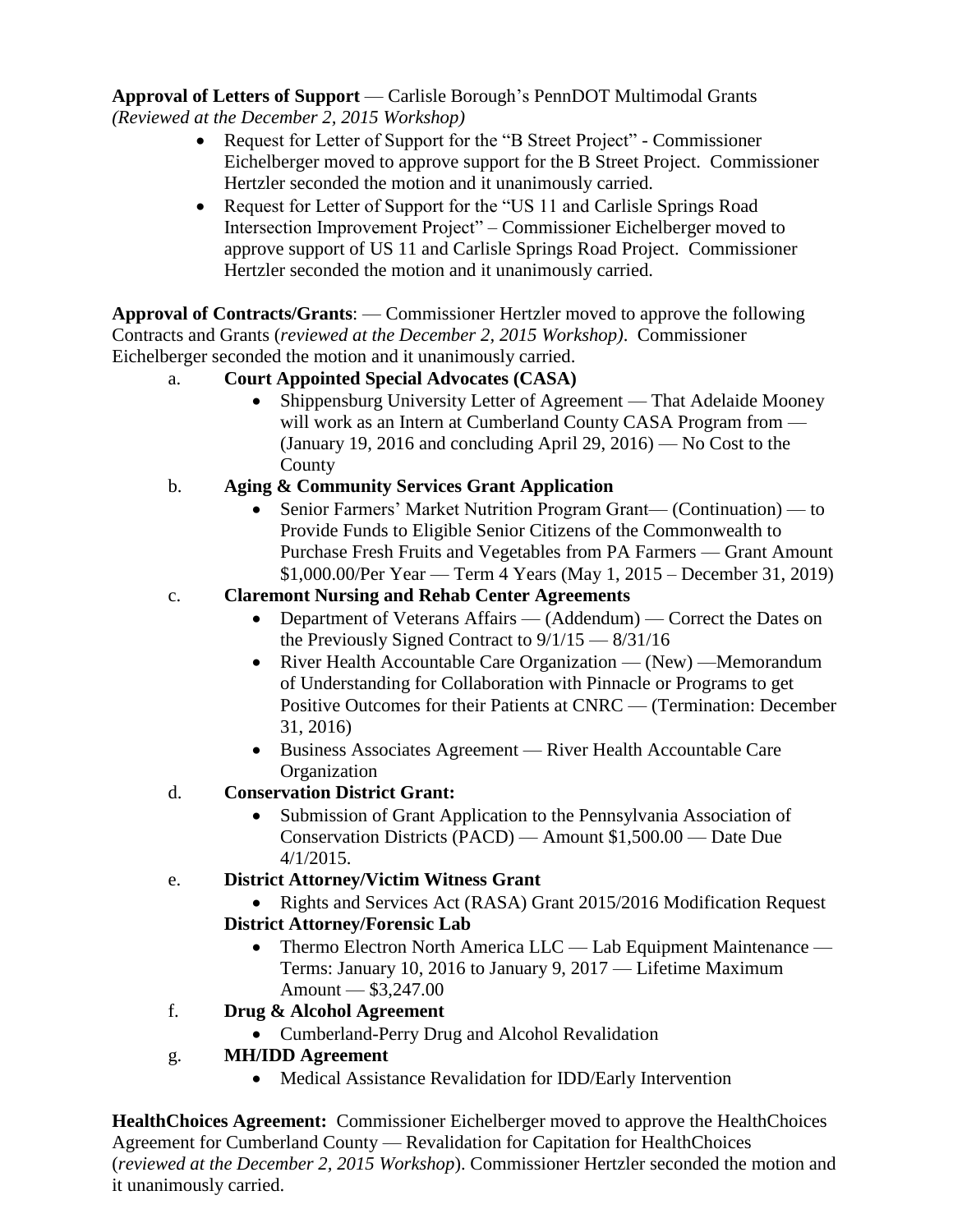**Approval of Letters of Support** — Carlisle Borough's PennDOT Multimodal Grants *(Reviewed at the December 2, 2015 Workshop)*

- Request for Letter of Support for the "B Street Project" - Commissioner Eichelberger moved to approve support for the B Street Project. Commissioner Hertzler seconded the motion and it unanimously carried.
- Request for Letter of Support for the "US 11 and Carlisle Springs Road Intersection Improvement Project" – Commissioner Eichelberger moved to approve support of US 11 and Carlisle Springs Road Project. Commissioner Hertzler seconded the motion and it unanimously carried.

**Approval of Contracts/Grants**: — Commissioner Hertzler moved to approve the following Contracts and Grants (*reviewed at the December 2, 2015 Workshop)*. Commissioner Eichelberger seconded the motion and it unanimously carried.

a. **Court Appointed Special Advocates (CASA)**
   - Shippensburg University Letter of Agreement — That Adelaide Mooney will work as an Intern at Cumberland County CASA Program from — (January 19, 2016 and concluding April 29, 2016) — No Cost to the County

b. **Aging & Community Services Grant Application**
   - Senior Farmers' Market Nutrition Program Grant— (Continuation) — to Provide Funds to Eligible Senior Citizens of the Commonwealth to Purchase Fresh Fruits and Vegetables from PA Farmers — Grant Amount $1,000.00/Per Year — Term 4 Years (May 1, 2015 – December 31, 2019)

c. **Claremont Nursing and Rehab Center Agreements**
   - Department of Veterans Affairs — (Addendum) — Correct the Dates on the Previously Signed Contract to 9/1/15 — 8/31/16
   - River Health Accountable Care Organization — (New) —Memorandum of Understanding for Collaboration with Pinnacle or Programs to get Positive Outcomes for their Patients at CNRC — (Termination: December 31, 2016)
   - Business Associates Agreement — River Health Accountable Care Organization

d. **Conservation District Grant:**
   - Submission of Grant Application to the Pennsylvania Association of Conservation Districts (PACD) — Amount $1,500.00 — Date Due 4/1/2015.

e. **District Attorney/Victim Witness Grant**
   - Rights and Services Act (RASA) Grant 2015/2016 Modification Request

   **District Attorney/Forensic Lab**
   - Thermo Electron North America LLC — Lab Equipment Maintenance — Terms: January 10, 2016 to January 9, 2017 — Lifetime Maximum Amount — $3,247.00

f. **Drug & Alcohol Agreement**
   - Cumberland-Perry Drug and Alcohol Revalidation

g. **MH/IDD Agreement**
   - Medical Assistance Revalidation for IDD/Early Intervention

**HealthChoices Agreement:** Commissioner Eichelberger moved to approve the HealthChoices Agreement for Cumberland County — Revalidation for Capitation for HealthChoices (*reviewed at the December 2, 2015 Workshop*). Commissioner Hertzler seconded the motion and it unanimously carried.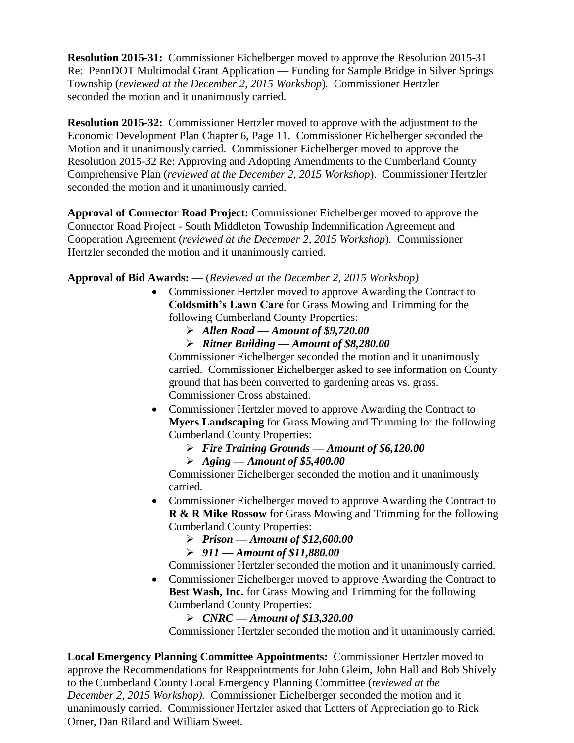**Resolution 2015-31:** Commissioner Eichelberger moved to approve the Resolution 2015-31 Re: PennDOT Multimodal Grant Application — Funding for Sample Bridge in Silver Springs Township (*reviewed at the December 2, 2015 Workshop*). Commissioner Hertzler seconded the motion and it unanimously carried.

**Resolution 2015-32:** Commissioner Hertzler moved to approve with the adjustment to the Economic Development Plan Chapter 6, Page 11. Commissioner Eichelberger seconded the Motion and it unanimously carried. Commissioner Eichelberger moved to approve the Resolution 2015-32 Re: Approving and Adopting Amendments to the Cumberland County Comprehensive Plan (*reviewed at the December 2, 2015 Workshop*). Commissioner Hertzler seconded the motion and it unanimously carried.

**Approval of Connector Road Project:** Commissioner Eichelberger moved to approve the Connector Road Project - South Middleton Township Indemnification Agreement and Cooperation Agreement (*reviewed at the December 2, 2015 Workshop*). Commissioner Hertzler seconded the motion and it unanimously carried.

**Approval of Bid Awards:** — (*Reviewed at the December 2, 2015 Workshop)*

- Commissioner Hertzler moved to approve Awarding the Contract to **Coldsmith's Lawn Care** for Grass Mowing and Trimming for the following Cumberland County Properties:
    - ***Allen Road — Amount of $9,720.00***
    - ***Ritner Building — Amount of $8,280.00***

  Commissioner Eichelberger seconded the motion and it unanimously carried. Commissioner Eichelberger asked to see information on County ground that has been converted to gardening areas vs. grass. Commissioner Cross abstained.
- Commissioner Hertzler moved to approve Awarding the Contract to **Myers Landscaping** for Grass Mowing and Trimming for the following Cumberland County Properties:
    - ***Fire Training Grounds — Amount of $6,120.00***
    - ***Aging — Amount of $5,400.00***

  Commissioner Eichelberger seconded the motion and it unanimously carried.
- Commissioner Eichelberger moved to approve Awarding the Contract to **R & R Mike Rossow** for Grass Mowing and Trimming for the following Cumberland County Properties:
    - ***Prison — Amount of $12,600.00***
    - ***911 — Amount of $11,880.00***

  Commissioner Hertzler seconded the motion and it unanimously carried.
- Commissioner Eichelberger moved to approve Awarding the Contract to **Best Wash, Inc.** for Grass Mowing and Trimming for the following Cumberland County Properties:
    - ***CNRC — Amount of $13,320.00***

  Commissioner Hertzler seconded the motion and it unanimously carried.

**Local Emergency Planning Committee Appointments:** Commissioner Hertzler moved to approve the Recommendations for Reappointments for John Gleim, John Hall and Bob Shively to the Cumberland County Local Emergency Planning Committee (*reviewed at the December 2, 2015 Workshop).* Commissioner Eichelberger seconded the motion and it unanimously carried. Commissioner Hertzler asked that Letters of Appreciation go to Rick Orner, Dan Riland and William Sweet.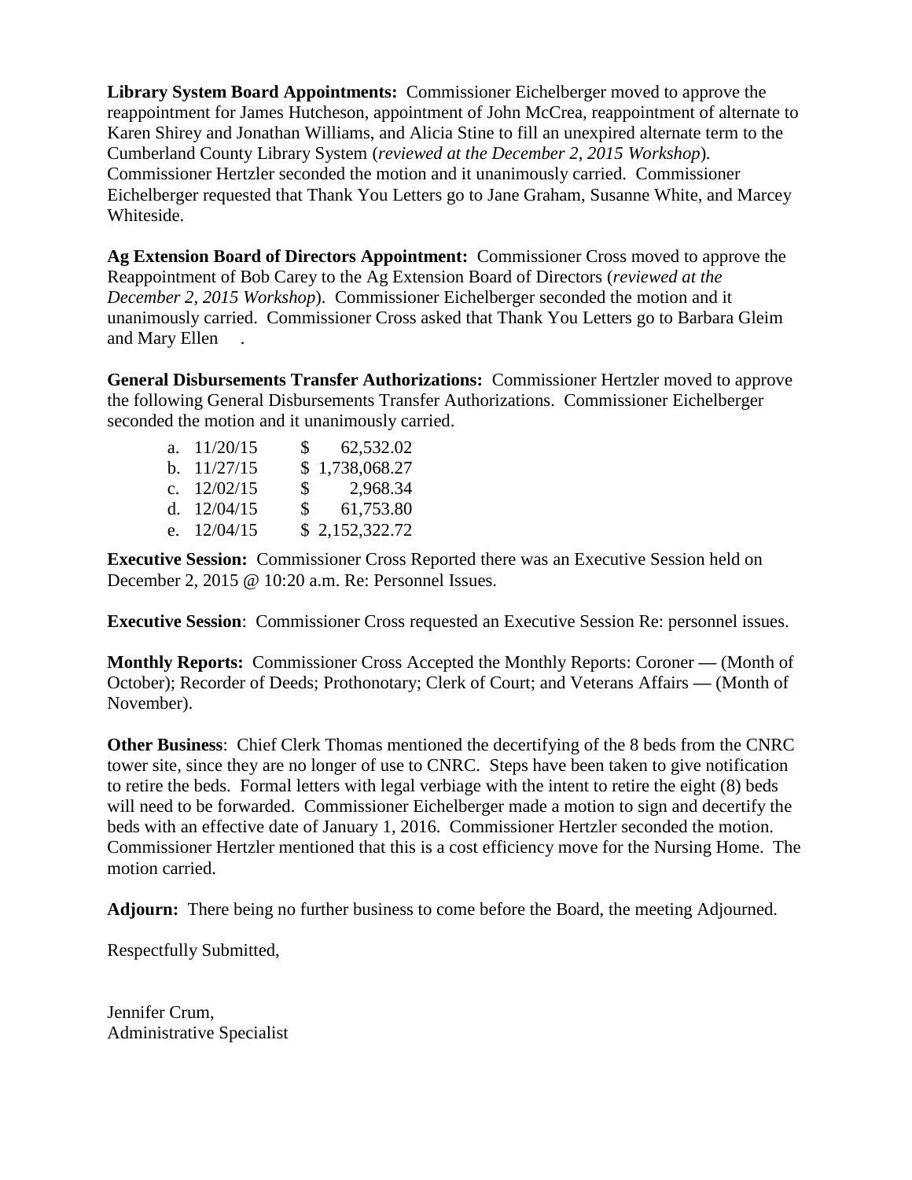**Library System Board Appointments:** Commissioner Eichelberger moved to approve the reappointment for James Hutcheson, appointment of John McCrea, reappointment of alternate to Karen Shirey and Jonathan Williams, and Alicia Stine to fill an unexpired alternate term to the Cumberland County Library System (*reviewed at the December 2, 2015 Workshop*). Commissioner Hertzler seconded the motion and it unanimously carried. Commissioner Eichelberger requested that Thank You Letters go to Jane Graham, Susanne White, and Marcey Whiteside.

**Ag Extension Board of Directors Appointment:** Commissioner Cross moved to approve the Reappointment of Bob Carey to the Ag Extension Board of Directors (*reviewed at the December 2, 2015 Workshop*). Commissioner Eichelberger seconded the motion and it unanimously carried. Commissioner Cross asked that Thank You Letters go to Barbara Gleim and Mary Ellen .

**General Disbursements Transfer Authorizations:** Commissioner Hertzler moved to approve the following General Disbursements Transfer Authorizations. Commissioner Eichelberger seconded the motion and it unanimously carried.

| | | |
|---|---|---|
| a. | 11/20/15 | $ 62,532.02 |
| b. | 11/27/15 | $ 1,738,068.27 |
| c. | 12/02/15 | $ 2,968.34 |
| d. | 12/04/15 | $ 61,753.80 |
| e. | 12/04/15 | $ 2,152,322.72 |

**Executive Session:** Commissioner Cross Reported there was an Executive Session held on December 2, 2015 @ 10:20 a.m. Re: Personnel Issues.

**Executive Session**: Commissioner Cross requested an Executive Session Re: personnel issues.

**Monthly Reports:** Commissioner Cross Accepted the Monthly Reports: Coroner — (Month of October); Recorder of Deeds; Prothonotary; Clerk of Court; and Veterans Affairs — (Month of November).

**Other Business**: Chief Clerk Thomas mentioned the decertifying of the 8 beds from the CNRC tower site, since they are no longer of use to CNRC. Steps have been taken to give notification to retire the beds. Formal letters with legal verbiage with the intent to retire the eight (8) beds will need to be forwarded. Commissioner Eichelberger made a motion to sign and decertify the beds with an effective date of January 1, 2016. Commissioner Hertzler seconded the motion. Commissioner Hertzler mentioned that this is a cost efficiency move for the Nursing Home. The motion carried.

**Adjourn:** There being no further business to come before the Board, the meeting Adjourned.

Respectfully Submitted,

Jennifer Crum,
Administrative Specialist